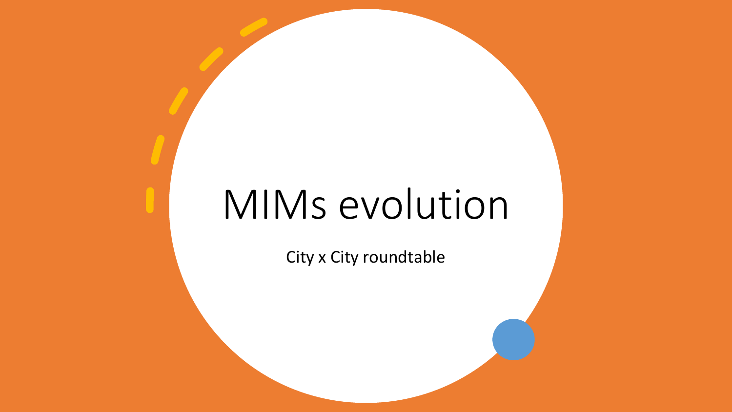# MIMs evolution

City x City roundtable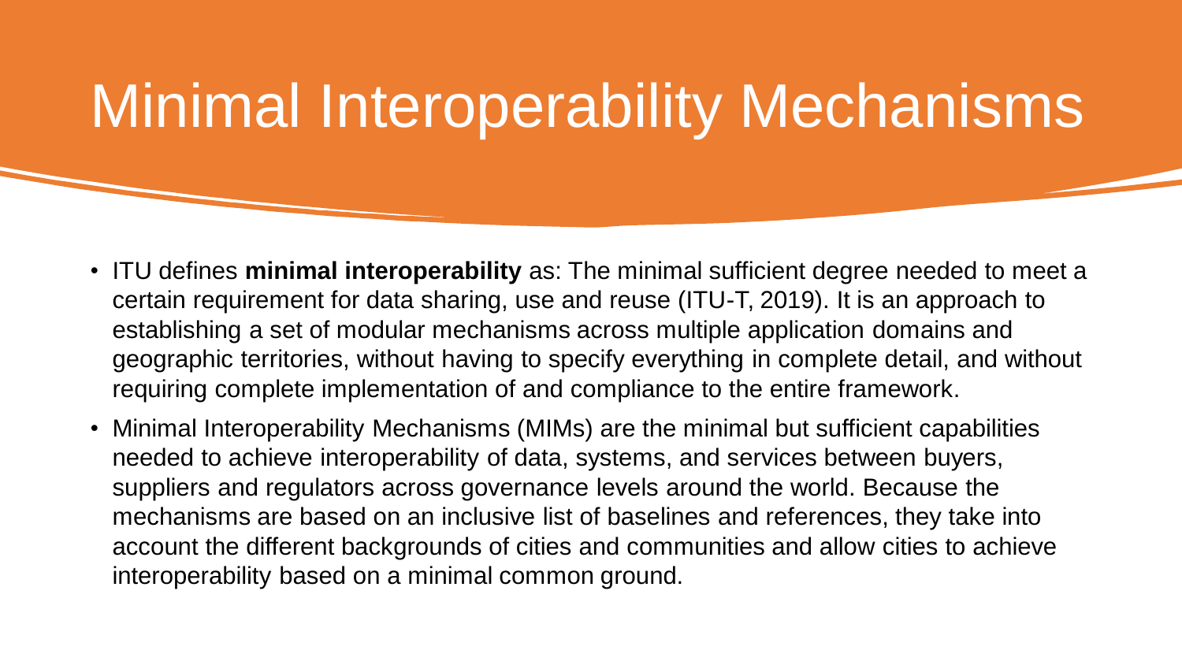# Minimal Interoperability Mechanisms

- ITU defines **minimal interoperability** as: The minimal sufficient degree needed to meet a certain requirement for data sharing, use and reuse (ITU-T, 2019). It is an approach to establishing a set of modular mechanisms across multiple application domains and geographic territories, without having to specify everything in complete detail, and without requiring complete implementation of and compliance to the entire framework.
- Minimal Interoperability Mechanisms (MIMs) are the minimal but sufficient capabilities needed to achieve interoperability of data, systems, and services between buyers, suppliers and regulators across governance levels around the world. Because the mechanisms are based on an inclusive list of baselines and references, they take into account the different backgrounds of cities and communities and allow cities to achieve interoperability based on a minimal common ground.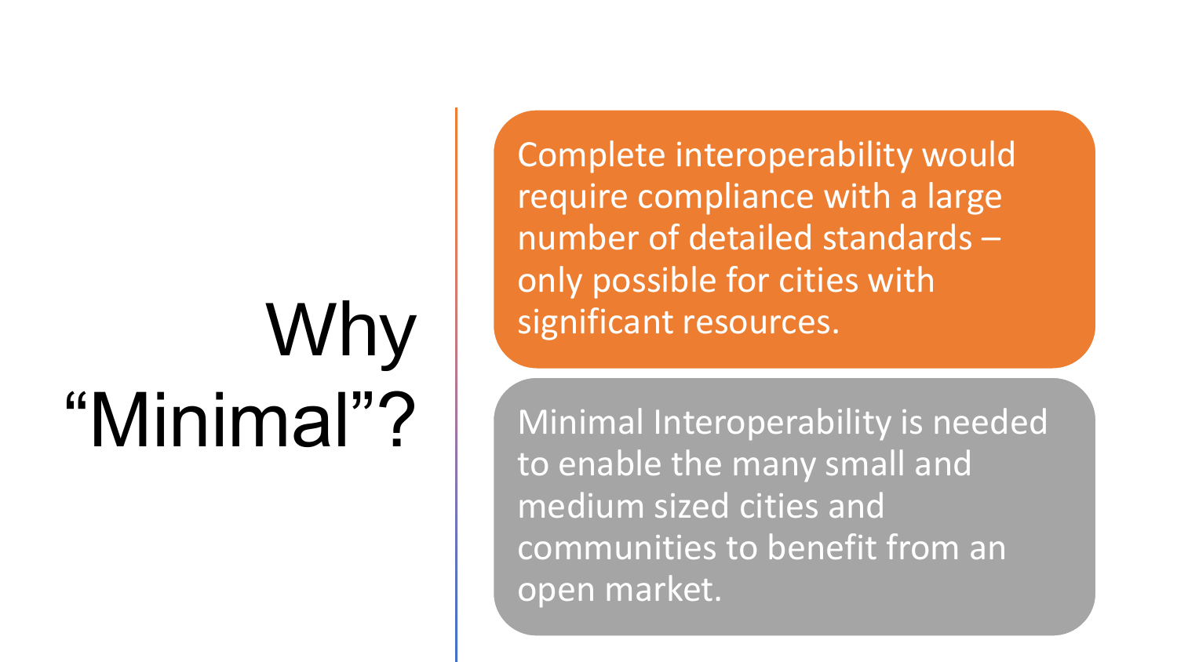# Why "Minimal"?

Complete interoperability would require compliance with a large number of detailed standards – only possible for cities with significant resources.

Minimal Interoperability is needed to enable the many small and medium sized cities and communities to benefit from an open market.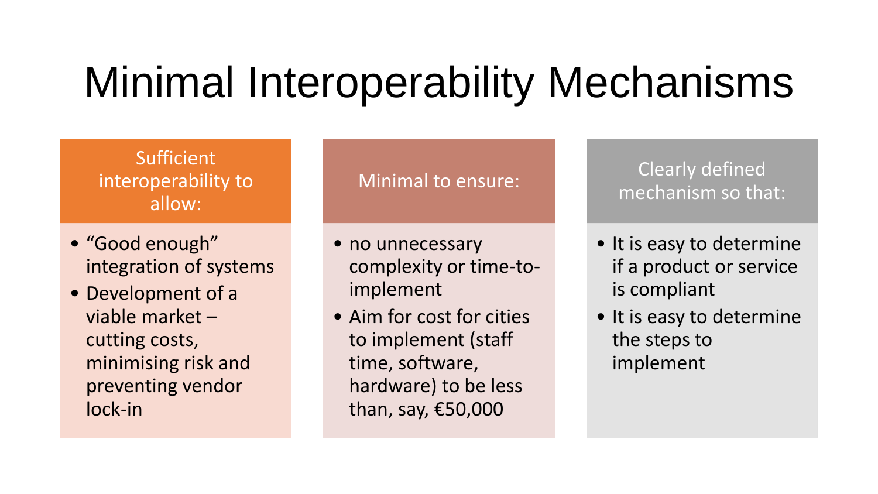# Minimal Interoperability Mechanisms

## Sufficient interoperability to allow:

- “Good enough” integration of systems
- Development of a viable market – cutting costs, minimising risk and preventing vendor lock-in

## Minimal to ensure:

- no unnecessary complexity or time-to-implement
- Aim for cost for cities to implement (staff time, software, hardware) to be less than, say, €50,000

## Clearly defined mechanism so that:

- It is easy to determine if a product or service is compliant
- It is easy to determine the steps to implement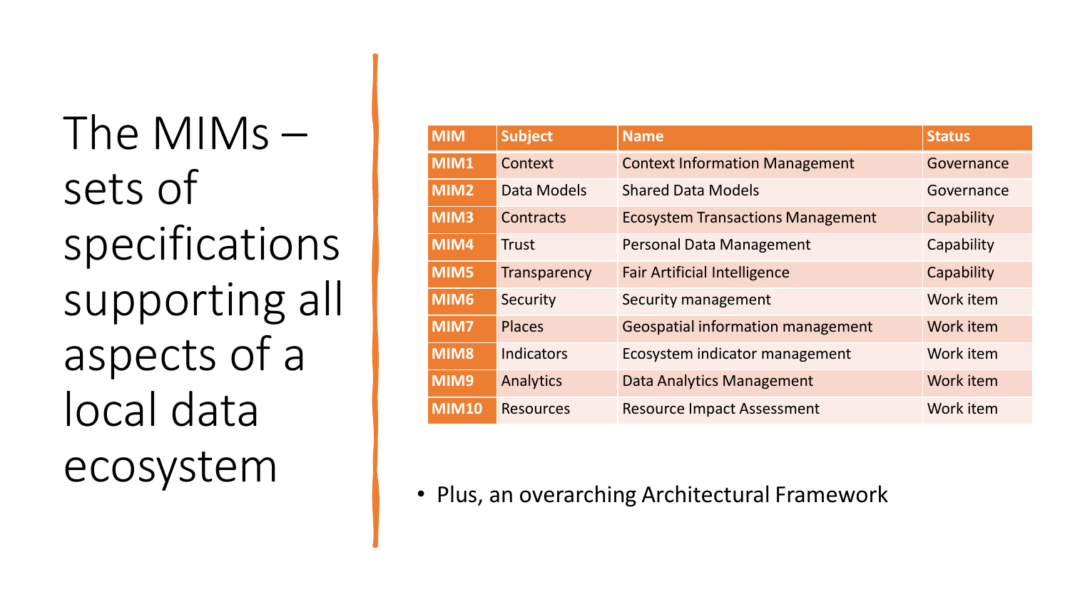# The MIMs – sets of specifications supporting all aspects of a local data ecosystem

| MIM | Subject | Name | Status |
| --- | --- | --- | --- |
| MIM1 | Context | Context Information Management | Governance |
| MIM2 | Data Models | Shared Data Models | Governance |
| MIM3 | Contracts | Ecosystem Transactions Management | Capability |
| MIM4 | Trust | Personal Data Management | Capability |
| MIM5 | Transparency | Fair Artificial Intelligence | Capability |
| MIM6 | Security | Security management | Work item |
| MIM7 | Places | Geospatial information management | Work item |
| MIM8 | Indicators | Ecosystem indicator management | Work item |
| MIM9 | Analytics | Data Analytics Management | Work item |
| MIM10 | Resources | Resource Impact Assessment | Work item |

- Plus, an overarching Architectural Framework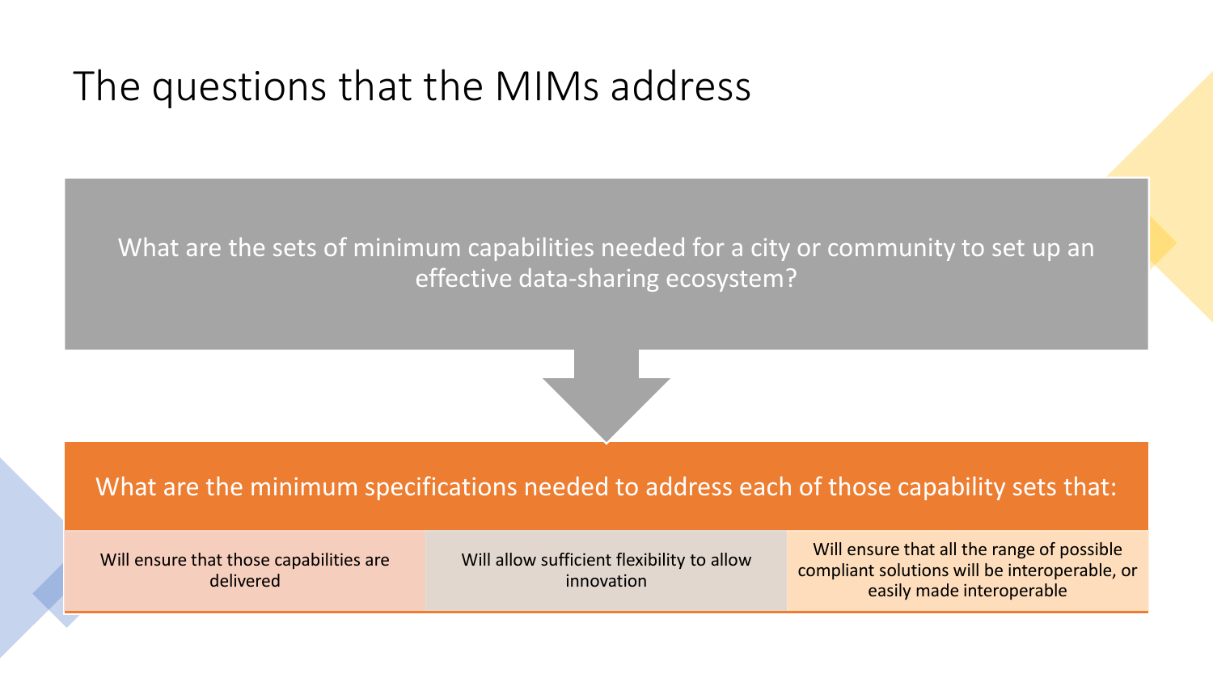# The questions that the MIMs address

What are the sets of minimum capabilities needed for a city or community to set up an effective data-sharing ecosystem?

What are the minimum specifications needed to address each of those capability sets that:

- Will ensure that those capabilities are delivered
- Will allow sufficient flexibility to allow innovation
- Will ensure that all the range of possible compliant solutions will be interoperable, or easily made interoperable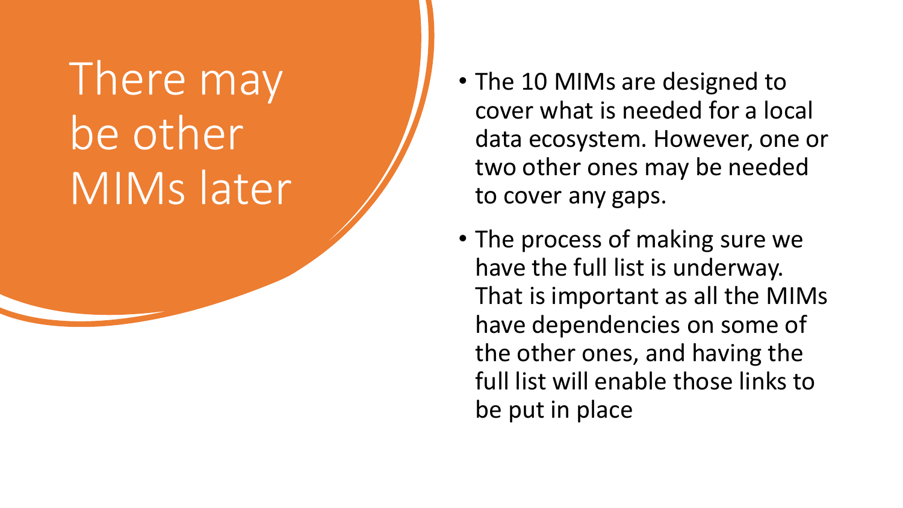# There may be other MIMs later

- The 10 MIMs are designed to cover what is needed for a local data ecosystem. However, one or two other ones may be needed to cover any gaps.
- The process of making sure we have the full list is underway. That is important as all the MIMs have dependencies on some of the other ones, and having the full list will enable those links to be put in place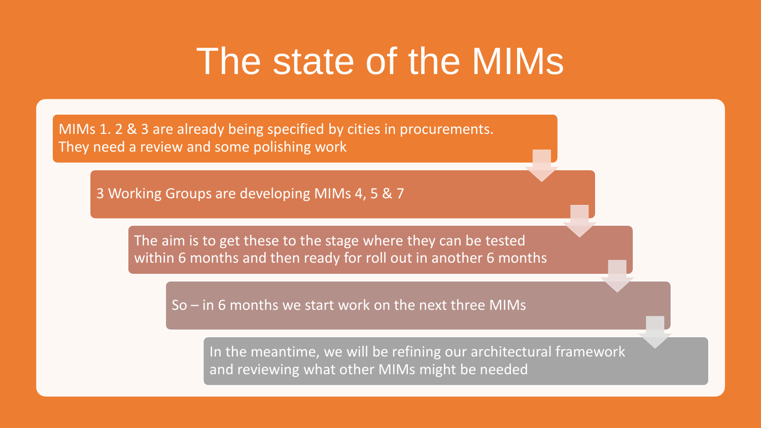# The state of the MIMs

- MIMs 1. 2 & 3 are already being specified by cities in procurements. They need a review and some polishing work
- 3 Working Groups are developing MIMs 4, 5 & 7
- The aim is to get these to the stage where they can be tested within 6 months and then ready for roll out in another 6 months
- So – in 6 months we start work on the next three MIMs
- In the meantime, we will be refining our architectural framework and reviewing what other MIMs might be needed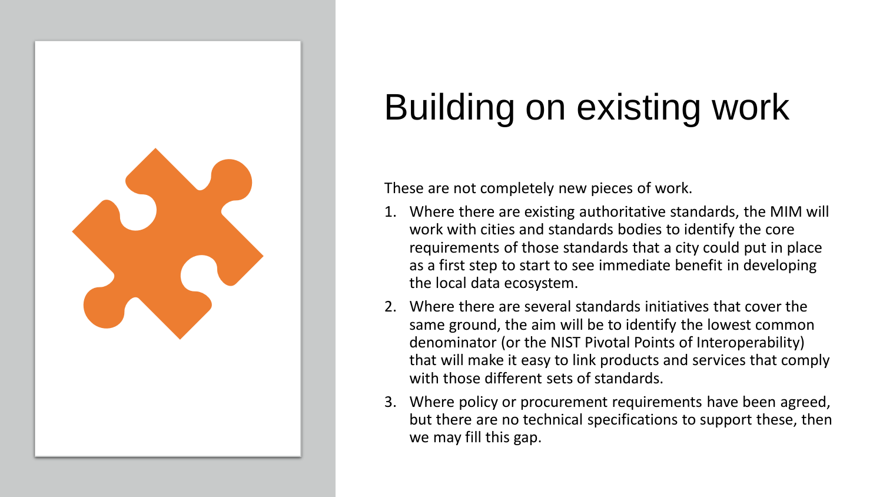# Building on existing work

These are not completely new pieces of work.

1. Where there are existing authoritative standards, the MIM will work with cities and standards bodies to identify the core requirements of those standards that a city could put in place as a first step to start to see immediate benefit in developing the local data ecosystem.
2. Where there are several standards initiatives that cover the same ground, the aim will be to identify the lowest common denominator (or the NIST Pivotal Points of Interoperability) that will make it easy to link products and services that comply with those different sets of standards.
3. Where policy or procurement requirements have been agreed, but there are no technical specifications to support these, then we may fill this gap.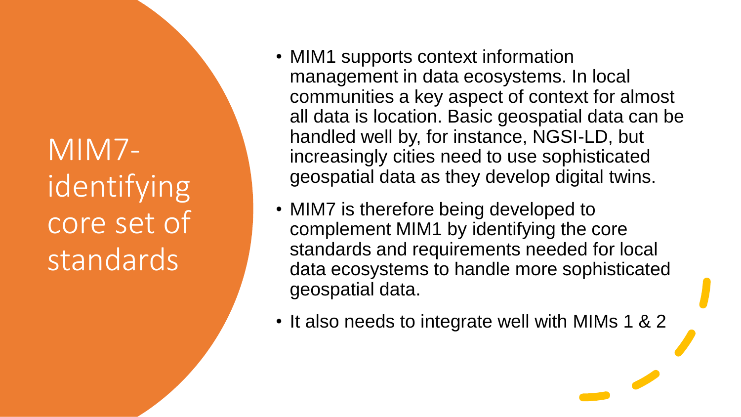# MIM7- identifying core set of standards

- MIM1 supports context information management in data ecosystems. In local communities a key aspect of context for almost all data is location. Basic geospatial data can be handled well by, for instance, NGSI-LD, but increasingly cities need to use sophisticated geospatial data as they develop digital twins.
- MIM7 is therefore being developed to complement MIM1 by identifying the core standards and requirements needed for local data ecosystems to handle more sophisticated geospatial data.
- It also needs to integrate well with MIMs 1 & 2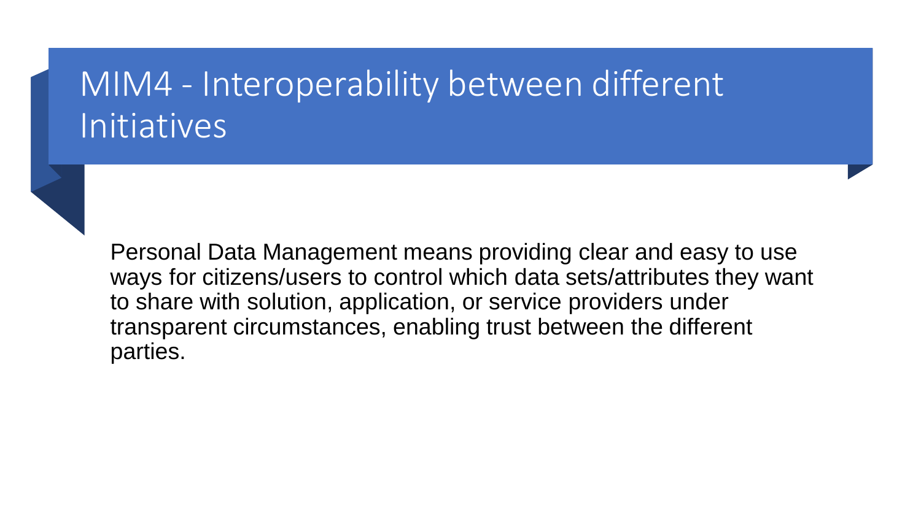# MIM4 - Interoperability between different Initiatives

Personal Data Management means providing clear and easy to use ways for citizens/users to control which data sets/attributes they want to share with solution, application, or service providers under transparent circumstances, enabling trust between the different parties.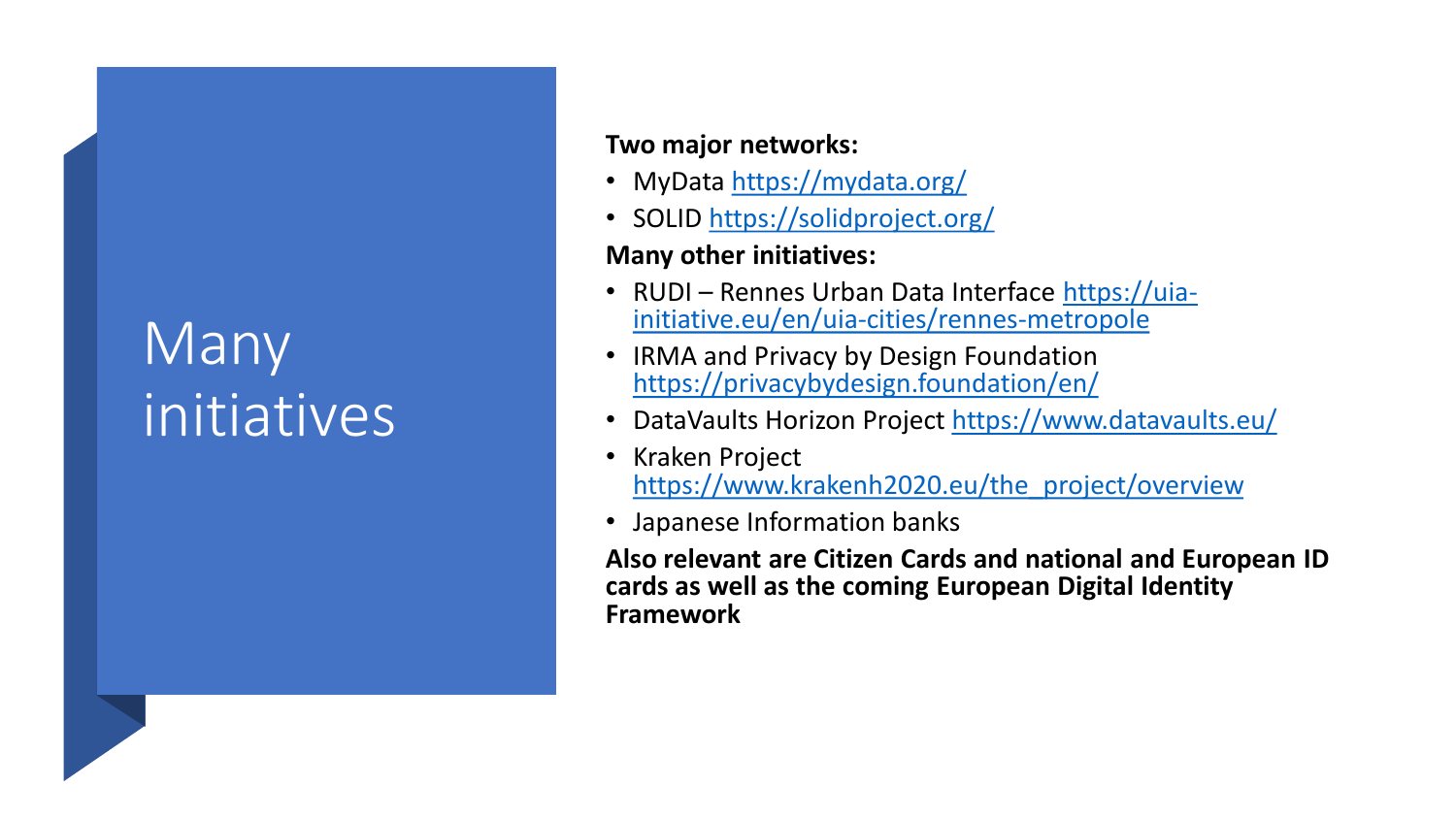# Many initiatives

**Two major networks:**

- MyData https://mydata.org/
- SOLID https://solidproject.org/

**Many other initiatives:**

- RUDI – Rennes Urban Data Interface https://uia-initiative.eu/en/uia-cities/rennes-metropole
- IRMA and Privacy by Design Foundation https://privacybydesign.foundation/en/
- DataVaults Horizon Project https://www.datavaults.eu/
- Kraken Project https://www.krakenh2020.eu/the_project/overview
- Japanese Information banks

**Also relevant are Citizen Cards and national and European ID cards as well as the coming European Digital Identity Framework**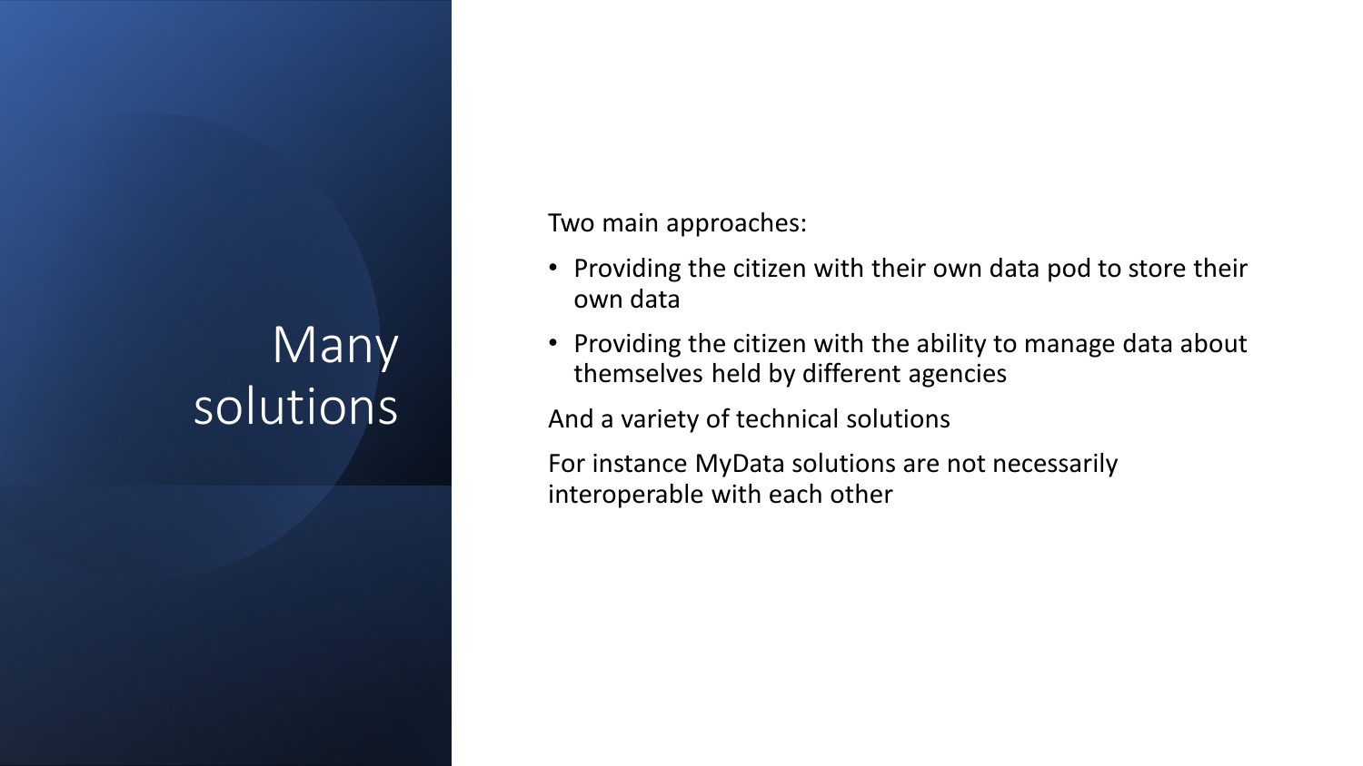# Many solutions

Two main approaches:

- Providing the citizen with their own data pod to store their own data
- Providing the citizen with the ability to manage data about themselves held by different agencies

And a variety of technical solutions

For instance MyData solutions are not necessarily interoperable with each other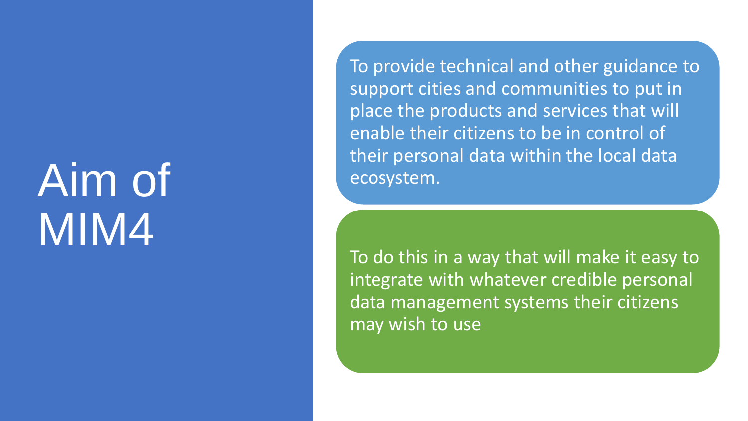# Aim of MIM4

To provide technical and other guidance to support cities and communities to put in place the products and services that will enable their citizens to be in control of their personal data within the local data ecosystem.

To do this in a way that will make it easy to integrate with whatever credible personal data management systems their citizens may wish to use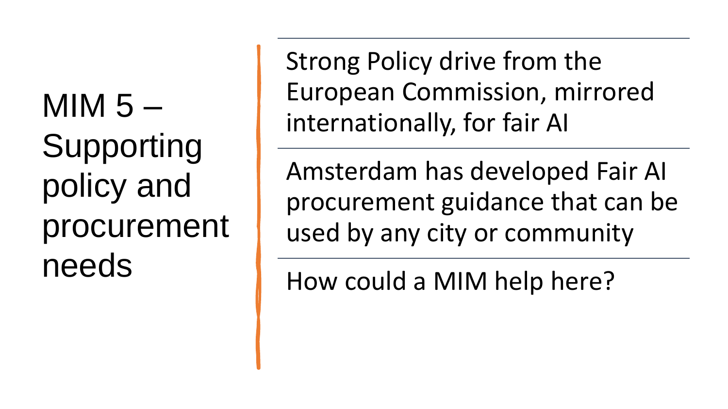# MIM 5 – Supporting policy and procurement needs

Strong Policy drive from the European Commission, mirrored internationally, for fair AI

Amsterdam has developed Fair AI procurement guidance that can be used by any city or community

How could a MIM help here?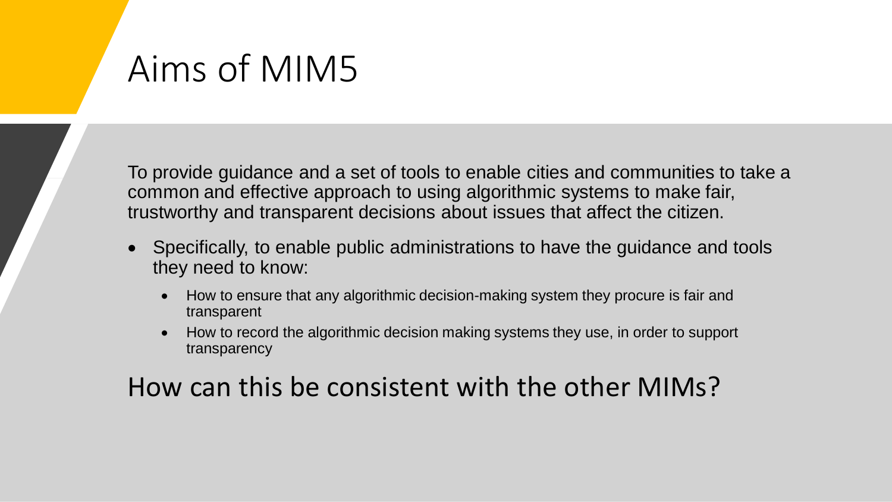# Aims of MIM5

To provide guidance and a set of tools to enable cities and communities to take a common and effective approach to using algorithmic systems to make fair, trustworthy and transparent decisions about issues that affect the citizen.

- Specifically, to enable public administrations to have the guidance and tools they need to know:
  - How to ensure that any algorithmic decision-making system they procure is fair and transparent
  - How to record the algorithmic decision making systems they use, in order to support transparency

## How can this be consistent with the other MIMs?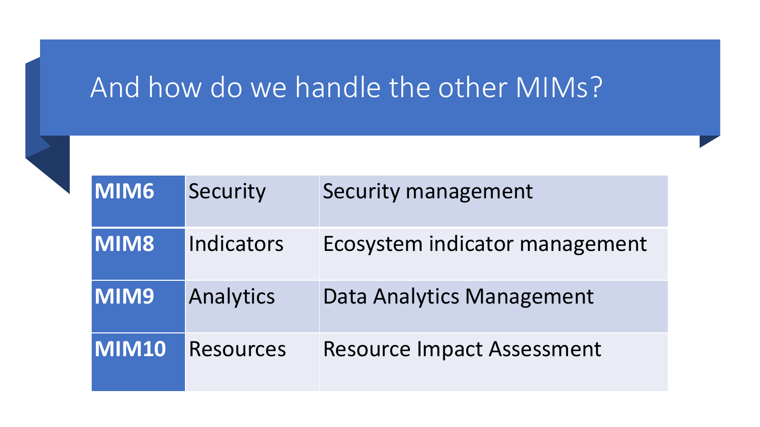# And how do we handle the other MIMs?

| | | |
|---|---|---|
| **MIM6** | Security | Security management |
| **MIM8** | Indicators | Ecosystem indicator management |
| **MIM9** | Analytics | Data Analytics Management |
| **MIM10** | Resources | Resource Impact Assessment |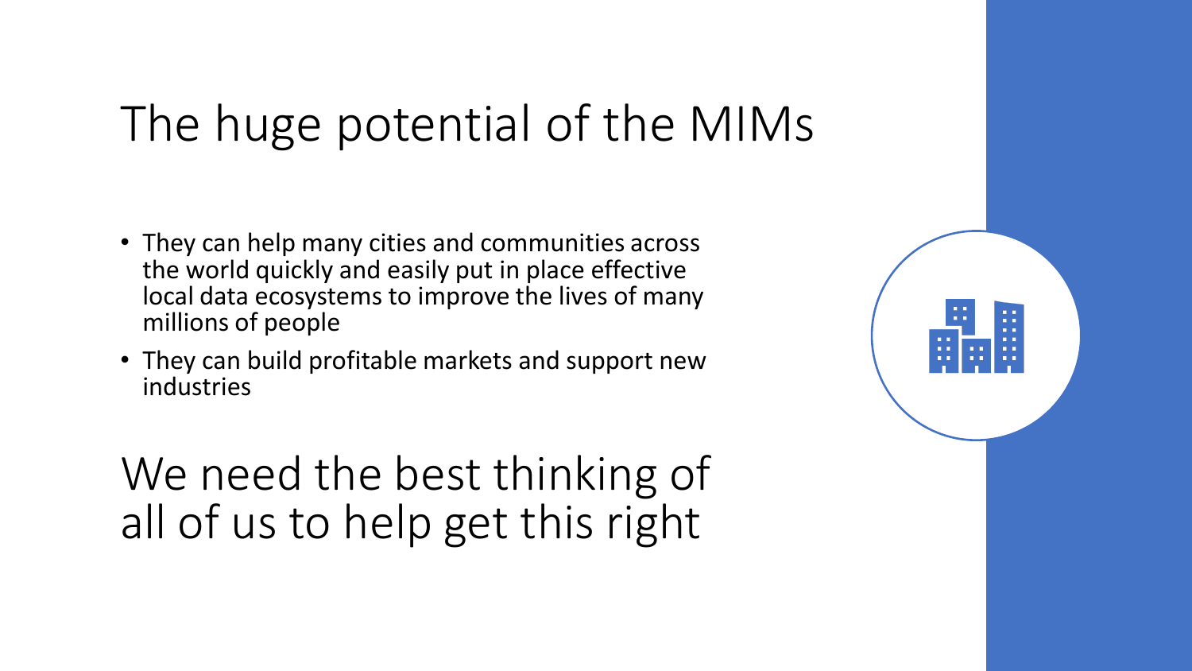# The huge potential of the MIMs

- They can help many cities and communities across the world quickly and easily put in place effective local data ecosystems to improve the lives of many millions of people
- They can build profitable markets and support new industries

We need the best thinking of all of us to help get this right